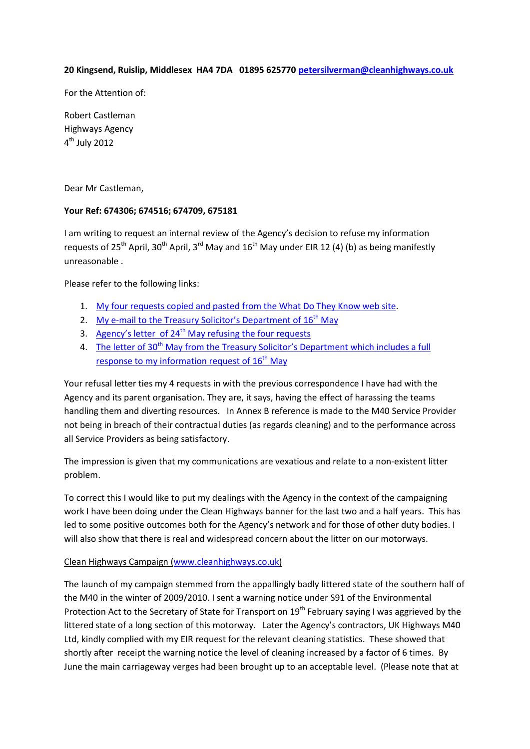**20 Kingsend, Ruislip, Middlesex HA4 7DA 01895 625770 [petersilverman@cleanhighways.co.uk](mailto:petersilverman@cleanhighways.co.uk)**

For the Attention of:

Robert Castleman
Highways Agency
4th July 2012

Dear Mr Castleman,

**Your Ref: 674306; 674516; 674709, 675181**

I am writing to request an internal review of the Agency's decision to refuse my information requests of 25th April, 30th April, 3rd May and 16th May under EIR 12 (4) (b) as being manifestly unreasonable .

Please refer to the following links:

1. My four requests copied and pasted from the What Do They Know web site.
2. My e-mail to the Treasury Solicitor's Department of 16th May
3. Agency's letter of 24th May refusing the four requests
4. The letter of 30th May from the Treasury Solicitor's Department which includes a full response to my information request of 16th May

Your refusal letter ties my 4 requests in with the previous correspondence I have had with the Agency and its parent organisation. They are, it says, having the effect of harassing the teams handling them and diverting resources. In Annex B reference is made to the M40 Service Provider not being in breach of their contractual duties (as regards cleaning) and to the performance across all Service Providers as being satisfactory.

The impression is given that my communications are vexatious and relate to a non-existent litter problem.

To correct this I would like to put my dealings with the Agency in the context of the campaigning work I have been doing under the Clean Highways banner for the last two and a half years. This has led to some positive outcomes both for the Agency's network and for those of other duty bodies. I will also show that there is real and widespread concern about the litter on our motorways.

Clean Highways Campaign (www.cleanhighways.co.uk)

The launch of my campaign stemmed from the appallingly badly littered state of the southern half of the M40 in the winter of 2009/2010. I sent a warning notice under S91 of the Environmental Protection Act to the Secretary of State for Transport on 19th February saying I was aggrieved by the littered state of a long section of this motorway. Later the Agency's contractors, UK Highways M40 Ltd, kindly complied with my EIR request for the relevant cleaning statistics. These showed that shortly after receipt the warning notice the level of cleaning increased by a factor of 6 times. By June the main carriageway verges had been brought up to an acceptable level. (Please note that at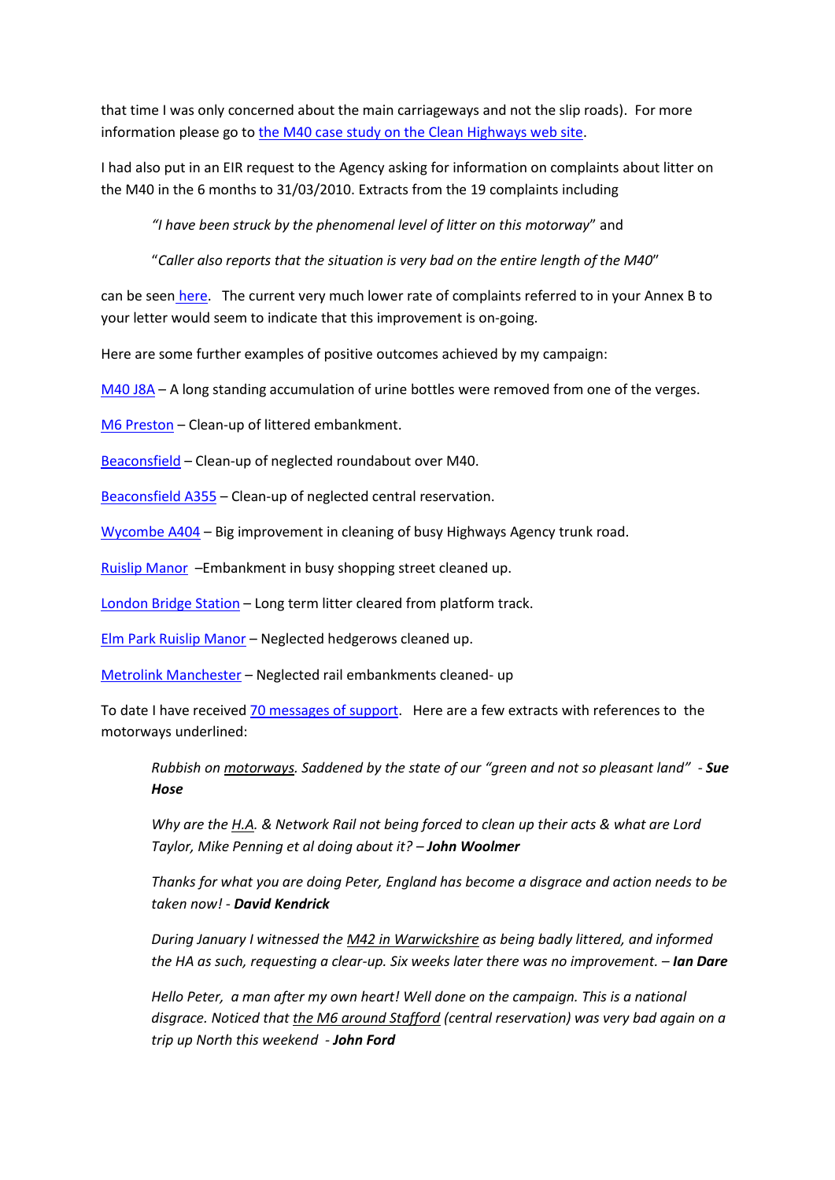that time I was only concerned about the main carriageways and not the slip roads). For more information please go to the M40 case study on the Clean Highways web site.

I had also put in an EIR request to the Agency asking for information on complaints about litter on the M40 in the 6 months to 31/03/2010. Extracts from the 19 complaints including

> *"I have been struck by the phenomenal level of litter on this motorway"* and
>
> "*Caller also reports that the situation is very bad on the entire length of the M40*"

can be seen here. The current very much lower rate of complaints referred to in your Annex B to your letter would seem to indicate that this improvement is on-going.

Here are some further examples of positive outcomes achieved by my campaign:

M40 J8A – A long standing accumulation of urine bottles were removed from one of the verges.

M6 Preston – Clean-up of littered embankment.

Beaconsfield – Clean-up of neglected roundabout over M40.

Beaconsfield A355 – Clean-up of neglected central reservation.

Wycombe A404 – Big improvement in cleaning of busy Highways Agency trunk road.

Ruislip Manor –Embankment in busy shopping street cleaned up.

London Bridge Station – Long term litter cleared from platform track.

Elm Park Ruislip Manor – Neglected hedgerows cleaned up.

Metrolink Manchester – Neglected rail embankments cleaned- up

To date I have received 70 messages of support. Here are a few extracts with references to the motorways underlined:

> *Rubbish on motorways. Saddened by the state of our "green and not so pleasant land"* - ***Sue Hose***
>
> *Why are the H.A. & Network Rail not being forced to clean up their acts & what are Lord Taylor, Mike Penning et al doing about it?* – ***John Woolmer***
>
> *Thanks for what you are doing Peter, England has become a disgrace and action needs to be taken now!* - ***David Kendrick***
>
> *During January I witnessed the M42 in Warwickshire as being badly littered, and informed the HA as such, requesting a clear-up. Six weeks later there was no improvement.* – ***Ian Dare***
>
> *Hello Peter, a man after my own heart! Well done on the campaign. This is a national disgrace. Noticed that the M6 around Stafford (central reservation) was very bad again on a trip up North this weekend* - ***John Ford***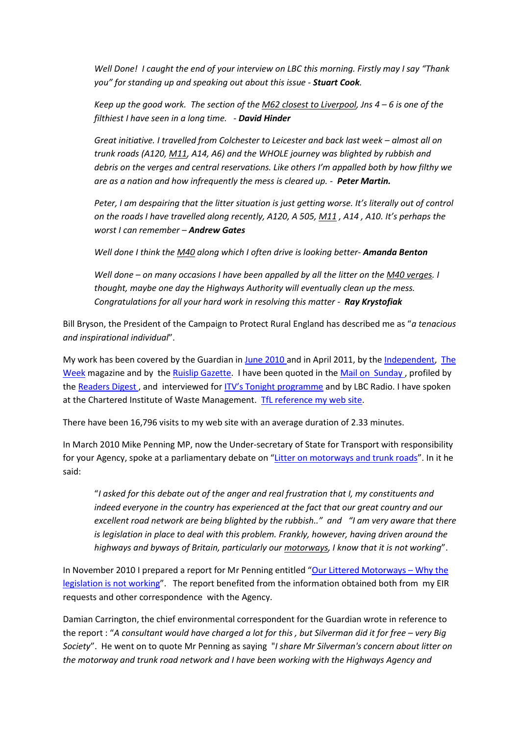*Well Done! I caught the end of your interview on LBC this morning. Firstly may I say "Thank you" for standing up and speaking out about this issue -* ***Stuart Cook****.*

*Keep up the good work. The section of the M62 closest to Liverpool, Jns 4 – 6 is one of the filthiest I have seen in a long time. -* ***David Hinder***

*Great initiative. I travelled from Colchester to Leicester and back last week – almost all on trunk roads (A120, M11, A14, A6) and the WHOLE journey was blighted by rubbish and debris on the verges and central reservations. Like others I'm appalled both by how filthy we are as a nation and how infrequently the mess is cleared up. -* ***Peter Martin.***

*Peter, I am despairing that the litter situation is just getting worse. It's literally out of control on the roads I have travelled along recently, A120, A 505, M11 , A14 , A10. It's perhaps the worst I can remember –* ***Andrew Gates***

*Well done I think the M40 along which I often drive is looking better-* ***Amanda Benton***

*Well done – on many occasions I have been appalled by all the litter on the M40 verges. I thought, maybe one day the Highways Authority will eventually clean up the mess. Congratulations for all your hard work in resolving this matter -* ***Ray Krystofiak***

Bill Bryson, the President of the Campaign to Protect Rural England has described me as "*a tenacious and inspirational individual*".

My work has been covered by the Guardian in June 2010 and in April 2011, by the Independent, The Week magazine and by the Ruislip Gazette. I have been quoted in the Mail on Sunday , profiled by the Readers Digest , and interviewed for ITV's Tonight programme and by LBC Radio. I have spoken at the Chartered Institute of Waste Management. TfL reference my web site.

There have been 16,796 visits to my web site with an average duration of 2.33 minutes.

In March 2010 Mike Penning MP, now the Under-secretary of State for Transport with responsibility for your Agency, spoke at a parliamentary debate on "Litter on motorways and trunk roads". In it he said:

> "*I asked for this debate out of the anger and real frustration that I, my constituents and indeed everyone in the country has experienced at the fact that our great country and our excellent road network are being blighted by the rubbish.."* and *"I am very aware that there is legislation in place to deal with this problem. Frankly, however, having driven around the highways and byways of Britain, particularly our motorways, I know that it is not working*".

In November 2010 I prepared a report for Mr Penning entitled "Our Littered Motorways – Why the legislation is not working". The report benefited from the information obtained both from my EIR requests and other correspondence with the Agency.

Damian Carrington, the chief environmental correspondent for the Guardian wrote in reference to the report : "*A consultant would have charged a lot for this , but Silverman did it for free – very Big Society*". He went on to quote Mr Penning as saying "*I share Mr Silverman's concern about litter on the motorway and trunk road network and I have been working with the Highways Agency and*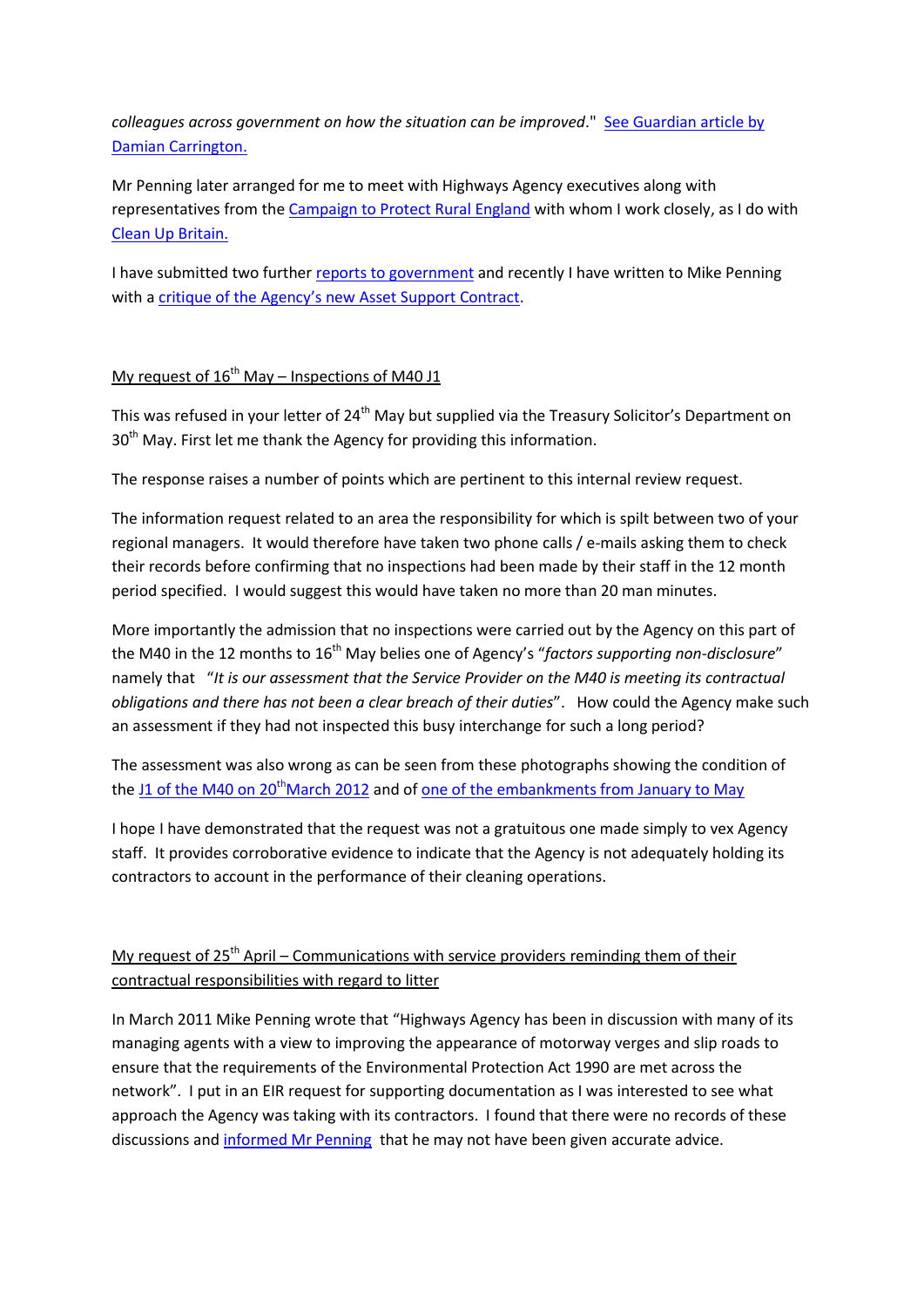*colleagues across government on how the situation can be improved*." See Guardian article by Damian Carrington.

Mr Penning later arranged for me to meet with Highways Agency executives along with representatives from the Campaign to Protect Rural England with whom I work closely, as I do with Clean Up Britain.

I have submitted two further reports to government and recently I have written to Mike Penning with a critique of the Agency's new Asset Support Contract.

## My request of 16th May – Inspections of M40 J1

This was refused in your letter of 24th May but supplied via the Treasury Solicitor's Department on 30th May. First let me thank the Agency for providing this information.

The response raises a number of points which are pertinent to this internal review request.

The information request related to an area the responsibility for which is spilt between two of your regional managers. It would therefore have taken two phone calls / e-mails asking them to check their records before confirming that no inspections had been made by their staff in the 12 month period specified. I would suggest this would have taken no more than 20 man minutes.

More importantly the admission that no inspections were carried out by the Agency on this part of the M40 in the 12 months to 16th May belies one of Agency's "*factors supporting non-disclosure*" namely that "*It is our assessment that the Service Provider on the M40 is meeting its contractual obligations and there has not been a clear breach of their duties*". How could the Agency make such an assessment if they had not inspected this busy interchange for such a long period?

The assessment was also wrong as can be seen from these photographs showing the condition of the J1 of the M40 on 20th March 2012 and of one of the embankments from January to May

I hope I have demonstrated that the request was not a gratuitous one made simply to vex Agency staff. It provides corroborative evidence to indicate that the Agency is not adequately holding its contractors to account in the performance of their cleaning operations.

## My request of 25th April – Communications with service providers reminding them of their contractual responsibilities with regard to litter

In March 2011 Mike Penning wrote that "Highways Agency has been in discussion with many of its managing agents with a view to improving the appearance of motorway verges and slip roads to ensure that the requirements of the Environmental Protection Act 1990 are met across the network". I put in an EIR request for supporting documentation as I was interested to see what approach the Agency was taking with its contractors. I found that there were no records of these discussions and informed Mr Penning that he may not have been given accurate advice.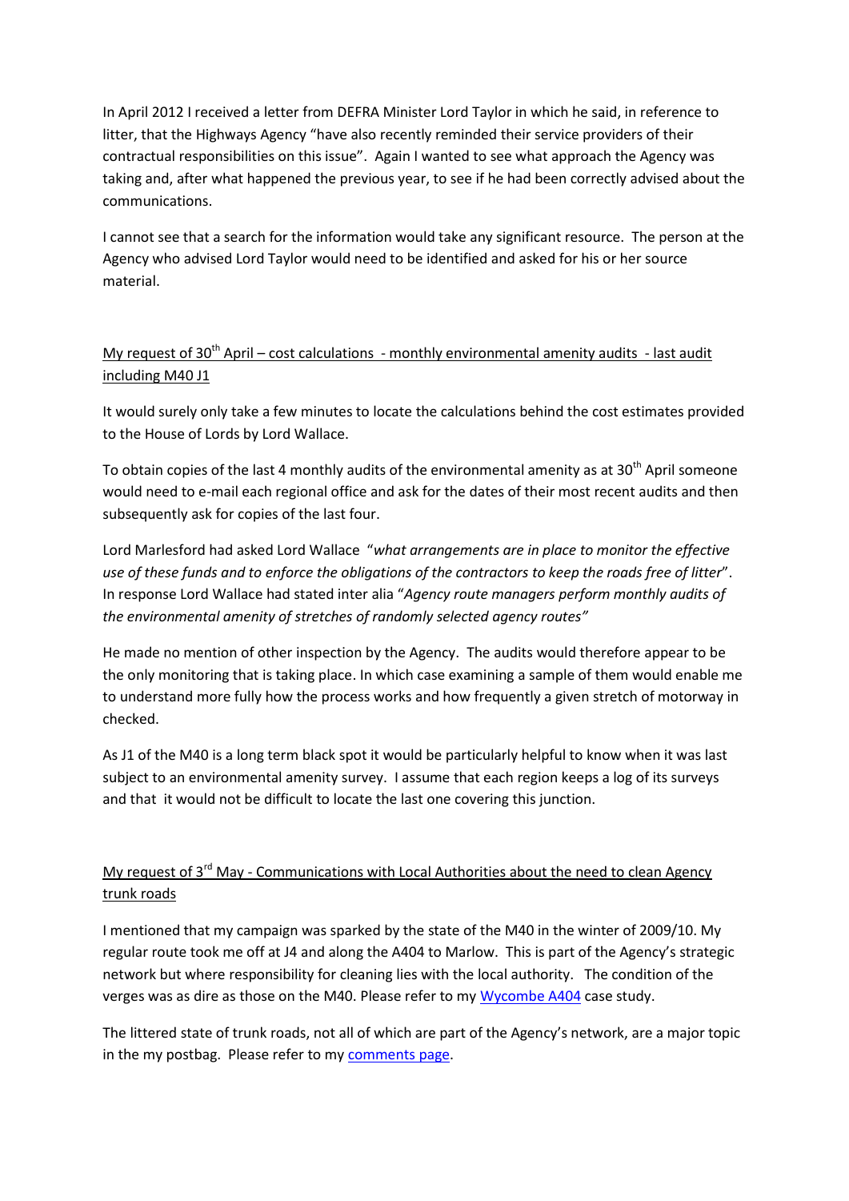In April 2012 I received a letter from DEFRA Minister Lord Taylor in which he said, in reference to litter, that the Highways Agency "have also recently reminded their service providers of their contractual responsibilities on this issue". Again I wanted to see what approach the Agency was taking and, after what happened the previous year, to see if he had been correctly advised about the communications.

I cannot see that a search for the information would take any significant resource. The person at the Agency who advised Lord Taylor would need to be identified and asked for his or her source material.

<u>My request of 30th April – cost calculations - monthly environmental amenity audits - last audit including M40 J1</u>

It would surely only take a few minutes to locate the calculations behind the cost estimates provided to the House of Lords by Lord Wallace.

To obtain copies of the last 4 monthly audits of the environmental amenity as at 30th April someone would need to e-mail each regional office and ask for the dates of their most recent audits and then subsequently ask for copies of the last four.

Lord Marlesford had asked Lord Wallace "*what arrangements are in place to monitor the effective use of these funds and to enforce the obligations of the contractors to keep the roads free of litter*". In response Lord Wallace had stated inter alia "*Agency route managers perform monthly audits of the environmental amenity of stretches of randomly selected agency routes"*

He made no mention of other inspection by the Agency. The audits would therefore appear to be the only monitoring that is taking place. In which case examining a sample of them would enable me to understand more fully how the process works and how frequently a given stretch of motorway in checked.

As J1 of the M40 is a long term black spot it would be particularly helpful to know when it was last subject to an environmental amenity survey. I assume that each region keeps a log of its surveys and that it would not be difficult to locate the last one covering this junction.

<u>My request of 3rd May - Communications with Local Authorities about the need to clean Agency trunk roads</u>

I mentioned that my campaign was sparked by the state of the M40 in the winter of 2009/10. My regular route took me off at J4 and along the A404 to Marlow. This is part of the Agency's strategic network but where responsibility for cleaning lies with the local authority. The condition of the verges was as dire as those on the M40. Please refer to my [Wycombe A404]() case study.

The littered state of trunk roads, not all of which are part of the Agency's network, are a major topic in the my postbag. Please refer to my [comments page]().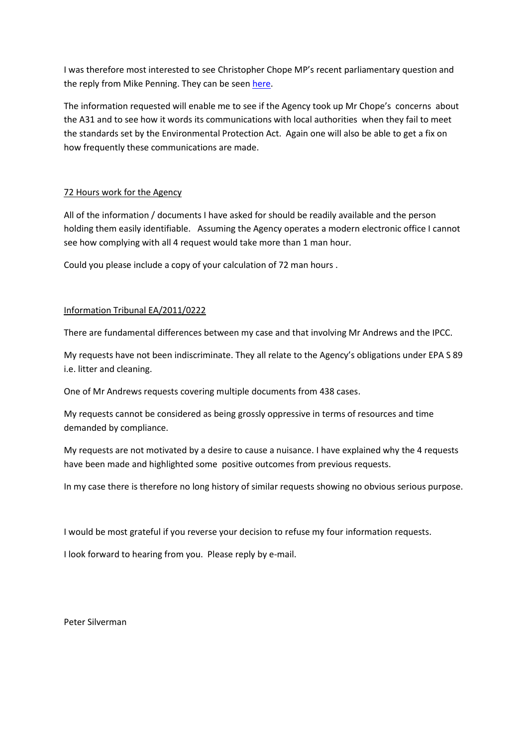I was therefore most interested to see Christopher Chope MP's recent parliamentary question and the reply from Mike Penning. They can be seen here.

The information requested will enable me to see if the Agency took up Mr Chope's concerns about the A31 and to see how it words its communications with local authorities when they fail to meet the standards set by the Environmental Protection Act. Again one will also be able to get a fix on how frequently these communications are made.

72 Hours work for the Agency

All of the information / documents I have asked for should be readily available and the person holding them easily identifiable. Assuming the Agency operates a modern electronic office I cannot see how complying with all 4 request would take more than 1 man hour.

Could you please include a copy of your calculation of 72 man hours .

Information Tribunal EA/2011/0222

There are fundamental differences between my case and that involving Mr Andrews and the IPCC.

My requests have not been indiscriminate. They all relate to the Agency's obligations under EPA S 89 i.e. litter and cleaning.

One of Mr Andrews requests covering multiple documents from 438 cases.

My requests cannot be considered as being grossly oppressive in terms of resources and time demanded by compliance.

My requests are not motivated by a desire to cause a nuisance. I have explained why the 4 requests have been made and highlighted some positive outcomes from previous requests.

In my case there is therefore no long history of similar requests showing no obvious serious purpose.

I would be most grateful if you reverse your decision to refuse my four information requests.

I look forward to hearing from you. Please reply by e-mail.

Peter Silverman